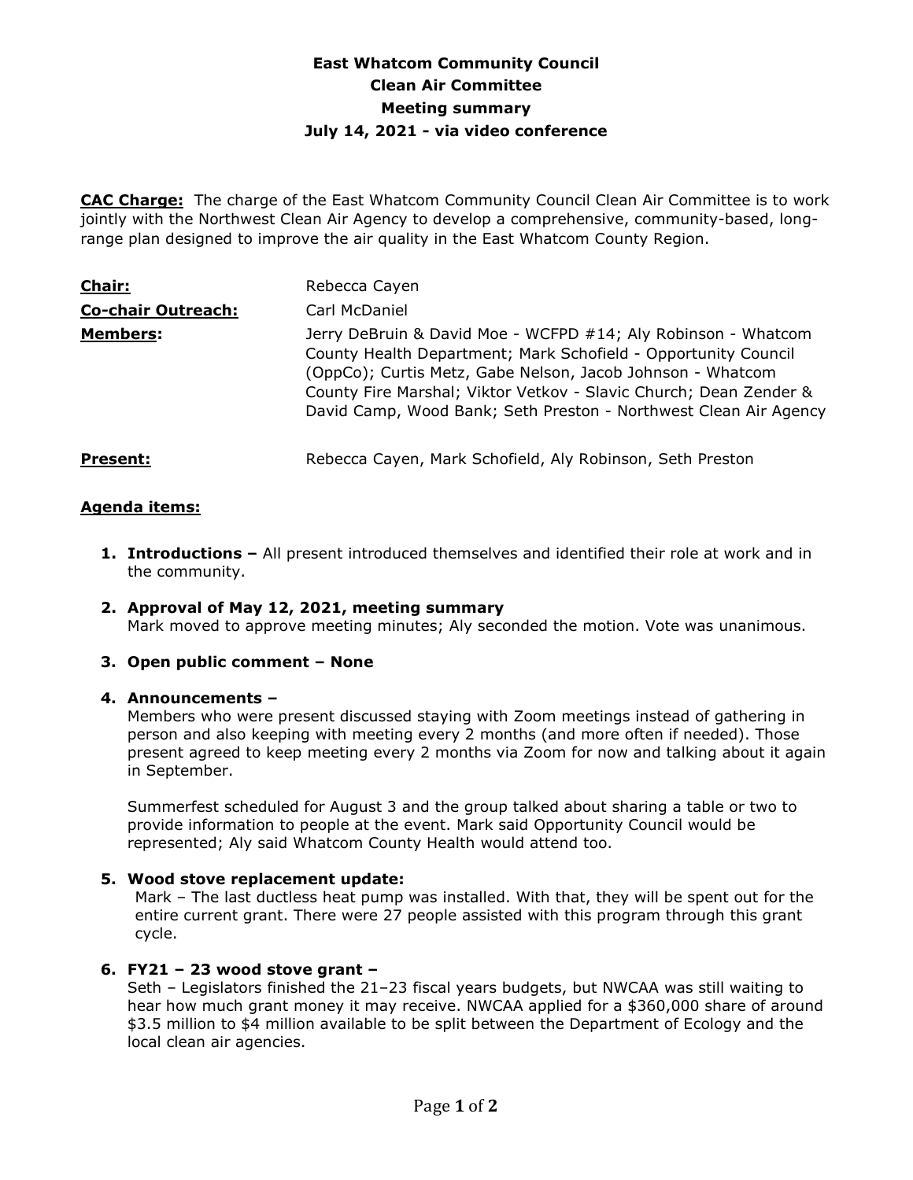# East Whatcom Community Council
## Clean Air Committee
## Meeting summary
## July 14, 2021 - via video conference

**CAC Charge:** The charge of the East Whatcom Community Council Clean Air Committee is to work jointly with the Northwest Clean Air Agency to develop a comprehensive, community-based, long-range plan designed to improve the air quality in the East Whatcom County Region.

| | |
|---|---|
| **Chair:** | Rebecca Cayen |
| **Co-chair Outreach:** | Carl McDaniel |
| **Members:** | Jerry DeBruin & David Moe - WCFPD #14; Aly Robinson - Whatcom County Health Department; Mark Schofield - Opportunity Council (OppCo); Curtis Metz, Gabe Nelson, Jacob Johnson - Whatcom County Fire Marshal; Viktor Vetkov - Slavic Church; Dean Zender & David Camp, Wood Bank; Seth Preston - Northwest Clean Air Agency |
| **Present:** | Rebecca Cayen, Mark Schofield, Aly Robinson, Seth Preston |

**Agenda items:**

1. **Introductions –** All present introduced themselves and identified their role at work and in the community.

2. **Approval of May 12, 2021, meeting summary**
   Mark moved to approve meeting minutes; Aly seconded the motion. Vote was unanimous.

3. **Open public comment – None**

4. **Announcements –**
   Members who were present discussed staying with Zoom meetings instead of gathering in person and also keeping with meeting every 2 months (and more often if needed). Those present agreed to keep meeting every 2 months via Zoom for now and talking about it again in September.

   Summerfest scheduled for August 3 and the group talked about sharing a table or two to provide information to people at the event. Mark said Opportunity Council would be represented; Aly said Whatcom County Health would attend too.

5. **Wood stove replacement update:**
   Mark – The last ductless heat pump was installed. With that, they will be spent out for the entire current grant. There were 27 people assisted with this program through this grant cycle.

6. **FY21 – 23 wood stove grant –**
   Seth – Legislators finished the 21–23 fiscal years budgets, but NWCAA was still waiting to hear how much grant money it may receive. NWCAA applied for a $360,000 share of around $3.5 million to $4 million available to be split between the Department of Ecology and the local clean air agencies.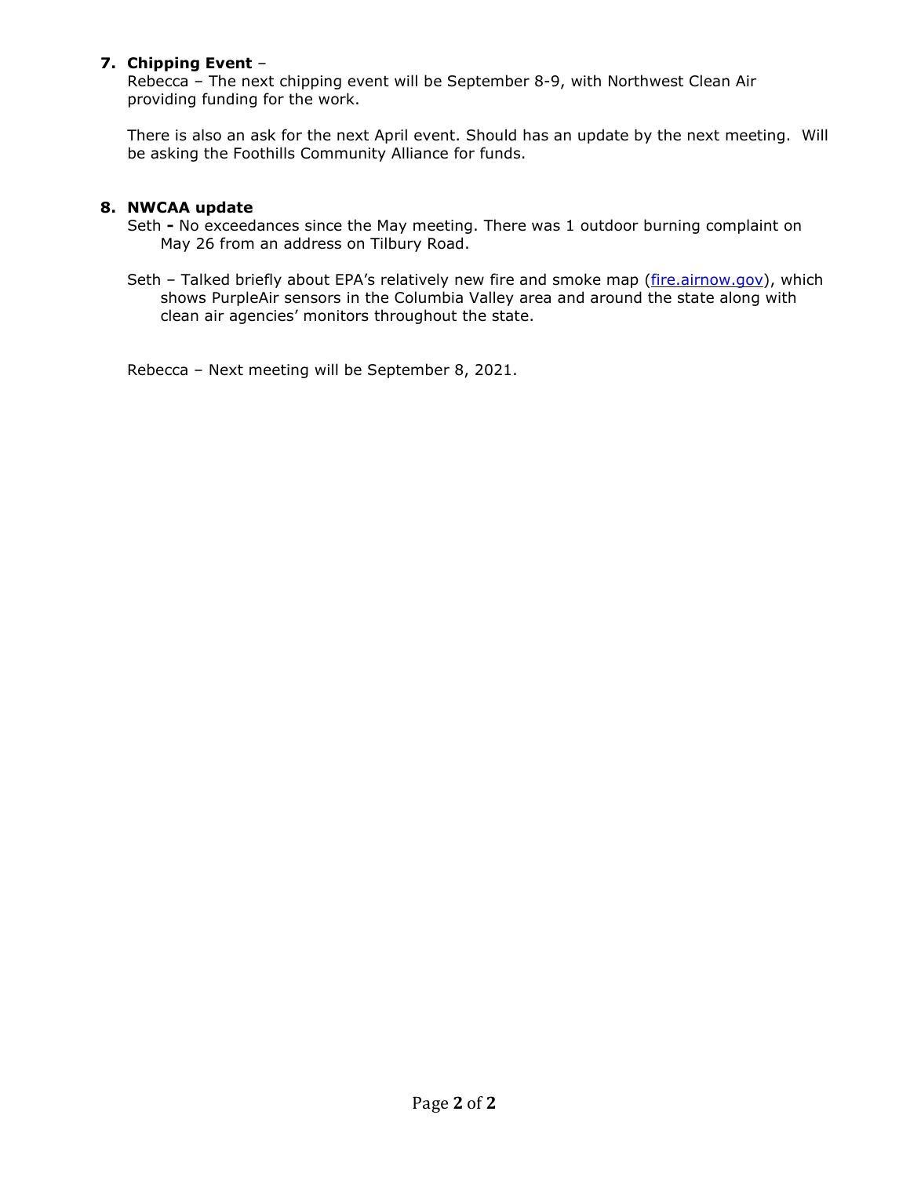7. **Chipping Event** –

   Rebecca – The next chipping event will be September 8-9, with Northwest Clean Air providing funding for the work.

   There is also an ask for the next April event. Should has an update by the next meeting. Will be asking the Foothills Community Alliance for funds.

8. **NWCAA update**

   Seth **-** No exceedances since the May meeting. There was 1 outdoor burning complaint on May 26 from an address on Tilbury Road.

   Seth – Talked briefly about EPA's relatively new fire and smoke map ([fire.airnow.gov](fire.airnow.gov)), which shows PurpleAir sensors in the Columbia Valley area and around the state along with clean air agencies' monitors throughout the state.

   Rebecca – Next meeting will be September 8, 2021.